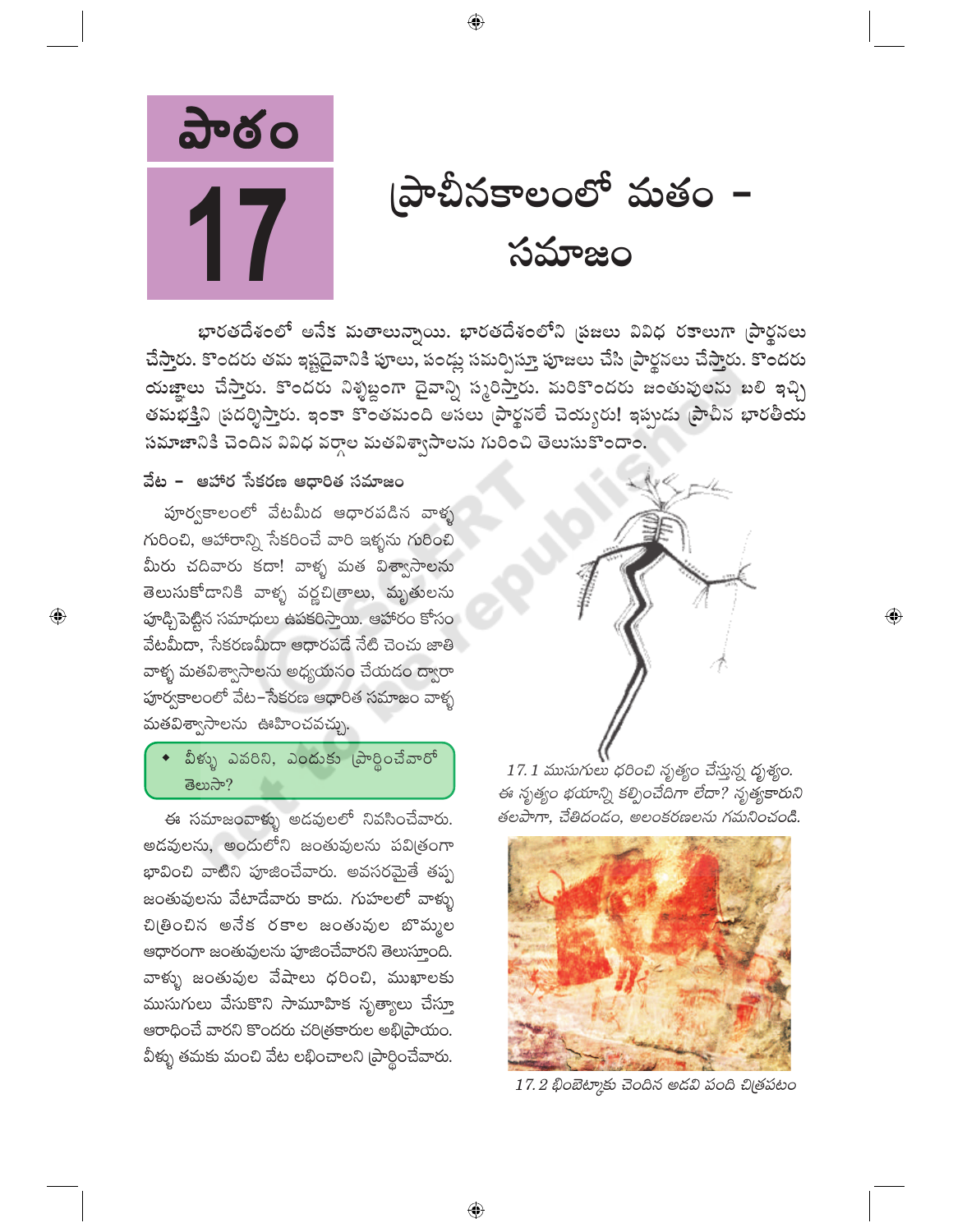# పాఠం 17

# ప్రాచీనకాలంలో మతం - సమాజం

భారతదేశంలో అనేక మతాలున్నాయి. భారతదేశంలోని ప్రజలు వివిధ రకాలుగా ప్రార్థనలు చేస్తారు. కొందరు తమ ఇష్టదైవానికి పూలు, పండ్లు సమర్పిస్తూ పూజలు చేసి ప్రార్థనలు చేస్తారు. కొందరు యజ్ఞాలు చేస్తారు. కొందరు నిశ్శబ్దంగా దైవాన్ని స్మరిస్తారు. మరికొందరు జంతువులను బలి ఇచ్చి తమభక్తిని ప్రదర్శిస్తారు. ఇంకా కొంతమంది అసలు ప్రార్థనలే చెయ్యరు! ఇప్పుడు ప్రాచీన భారతీయ సమాజానికి చెందిన వివిధ వర్గాల మతవిశ్వాసాలను గురించి తెలుసుకొందాం.

## వేట – ఆహార సేకరణ ఆధారిత సమాజం

పూర్వకాలంలో వేటమీద ఆధారపడిన వాళ్ళ గురించి, ఆహారాన్ని సేకరించే వారి ఇళ్ళను గురించి మీరు చదివారు కదా! వాళ్ళ మత విశ్వాసాలను తెలుసుకోడానికి వాళ్ళ వర్ణచిత్రాలు, మృతులను పూడ్చిపెట్టిన సమాధులు ఉపకరిస్తాయి. ఆహారం కోసం వేటమీదా, సేకరణమీదా ఆధారపడే నేటి చెంచు జాతి వాళ్ళ మతవిశ్వాసాలను అధ్యయనం చేయడం ద్వారా పూర్వకాలంలో వేట–సేకరణ ఆధారిత సమాజం వాళ్ళ మతవిశ్వాసాలను ఊహించవచ్చు.

- వీళ్ళు ఎవరిని, ఎందుకు ప్రార్థించేవారో తెలుసా?

ఈ సమాజంవాళ్ళు అడవులలో నివసించేవారు. అడవులను, అందులోని జంతువులను పవిత్రంగా భావించి వాటిని పూజించేవారు. అవసరమైతే తప్ప జంతువులను వేటాడేవారు కాదు. గుహలలో వాళ్ళు చిత్రించిన అనేక రకాల జంతువుల బొమ్మల ఆధారంగా జంతువులను పూజించేవారని తెలుస్తుంది. వాళ్ళు జంతువుల వేషాలు ధరించి, ముఖాలకు ముసుగులు వేసుకొని సామూహిక నృత్యాలు చేస్తూ ఆరాధించే వారని కొందరు చరిత్రకారుల అభిప్రాయం. వీళ్ళు తమకు మంచి వేట లభించాలని ప్రార్థించేవారు.

*17.1 ముసుగులు ధరించి నృత్యం చేస్తున్న దృశ్యం. ఈ నృత్యం భయాన్ని కల్పించేదిగా లేదా? నృత్యకారుని తలపాగా, చేతిదండం, అలంకరణలను గమనించండి.*

*17.2 భింబెట్కాకు చెందిన అడవి పంది చిత్రపటం*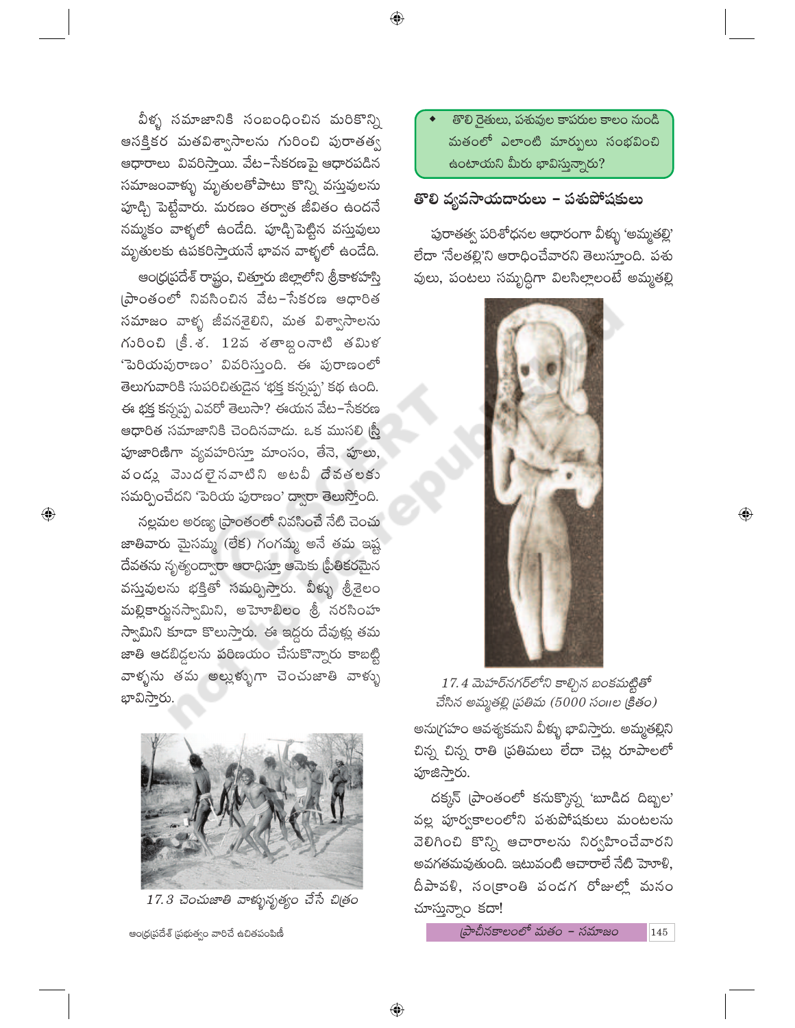వీళ్ళ సమాజానికి సంబంధించిన మరికొన్ని ఆసక్తికర మతవిశ్వాసాలను గురించి పురాతత్వ ఆధారాలు వివరిస్తాయి. వేట–సేకరణపై ఆధారపడిన సమాజంవాళ్ళు మృతులతోపాటు కొన్ని వస్తువులను పూడ్చి పెట్టేవారు. మరణం తర్వాత జీవితం ఉందనే నమ్మకం వాళ్ళలో ఉండేది. పూడ్చిపెట్టిన వస్తువులు మృతులకు ఉపకరిస్తాయనే భావన వాళ్ళలో ఉండేది.

ఆంధ్రప్రదేశ్ రాష్ట్రం, చిత్తూరు జిల్లాలోని శ్రీకాళహస్తి ప్రాంతంలో నివసించిన వేట–సేకరణ ఆధారిత సమాజం వాళ్ళ జీవనశైలిని, మత విశ్వాసాలను గురించి క్రీ.శ. 12వ శతాబ్దంనాటి తమిళ 'పెరియపురాణం' వివరిస్తుంది. ఈ పురాణంలో తెలుగువారికి సుపరిచితుడైన 'భక్త కన్నప్ప' కథ ఉంది. ఈ భక్త కన్నప్ప ఎవరో తెలుసా? ఈయన వేట–సేకరణ ఆధారిత సమాజానికి చెందినవాడు. ఒక ముసలి స్త్రీ పూజారిణిగా వ్యవహరిస్తూ మాంసం, తేనె, పూలు, పండ్లు మొదలైనవాటిని అటవీ దేవతలకు సమర్పించేదని 'పెరియ పురాణం' ద్వారా తెలుస్తోంది.

నల్లమల అరణ్య ప్రాంతంలో నివసించే నేటి చెంచు జాతివారు మైసమ్మ (లేక) గంగమ్మ అనే తమ ఇష్ట దేవతను నృత్యంద్వారా ఆరాధిస్తూ ఆమెకు ప్రీతికరమైన వస్తువులను భక్తితో సమర్పిస్తారు. వీళ్ళు శ్రీశైలం మల్లికార్జునస్వామిని, అహోబిలం శ్రీ నరసింహ స్వామిని కూడా కొలుస్తారు. ఈ ఇద్దరు దేవుళ్ళ తమ జాతి ఆడబిడ్డలను పరిణయం చేసుకొన్నారు కాబట్టి వాళ్ళను తమ అల్లుళ్ళుగా చెంచుజాతి వాళ్ళు భావిస్తారు.

17.3 చెంచుజాతి వాళ్ళునృత్యం చేసే చిత్రం

- తొలి రైతులు, పశువుల కాపరుల కాలం నుండి మతంలో ఎలాంటి మార్పులు సంభవించి ఉంటాయని మీరు భావిస్తున్నారు?

## తొలి వ్యవసాయదారులు – పశుపోషకులు

పురాతత్వ పరిశోధనల ఆధారంగా వీళ్ళు 'అమ్మతల్లి' లేదా 'నేలతల్లి'ని ఆరాధించేవారని తెలుస్తూంది. పశువులు, పంటలు సమృద్ధిగా విలసిల్లాలంటే అమ్మతల్లి అనుగ్రహం ఆవశ్యకమని వీళ్ళు భావిస్తారు. అమ్మతల్లిని చిన్న చిన్న రాతి ప్రతిమలు లేదా చెట్ల రూపాలలో పూజిస్తారు.

17.4 మెహర్‌నగర్‌లోని కాల్చిన బంకమట్టితో చేసిన అమ్మతల్లి ప్రతిమ (5000 సం॥ల క్రితం)

దక్కన్ ప్రాంతంలో కనుక్కొన్న 'బూడిద దిబ్బల' వల్ల పూర్వకాలంలోని పశుపోషకులు మంటలను వెలిగించి కొన్ని ఆచారాలను నిర్వహించేవారని అవగతమవుతుంది. ఇటువంటి ఆచారాలే నేటి హోళీ, దీపావళి, సంక్రాంతి పండగ రోజుల్లో మనం చూస్తున్నాం కదా!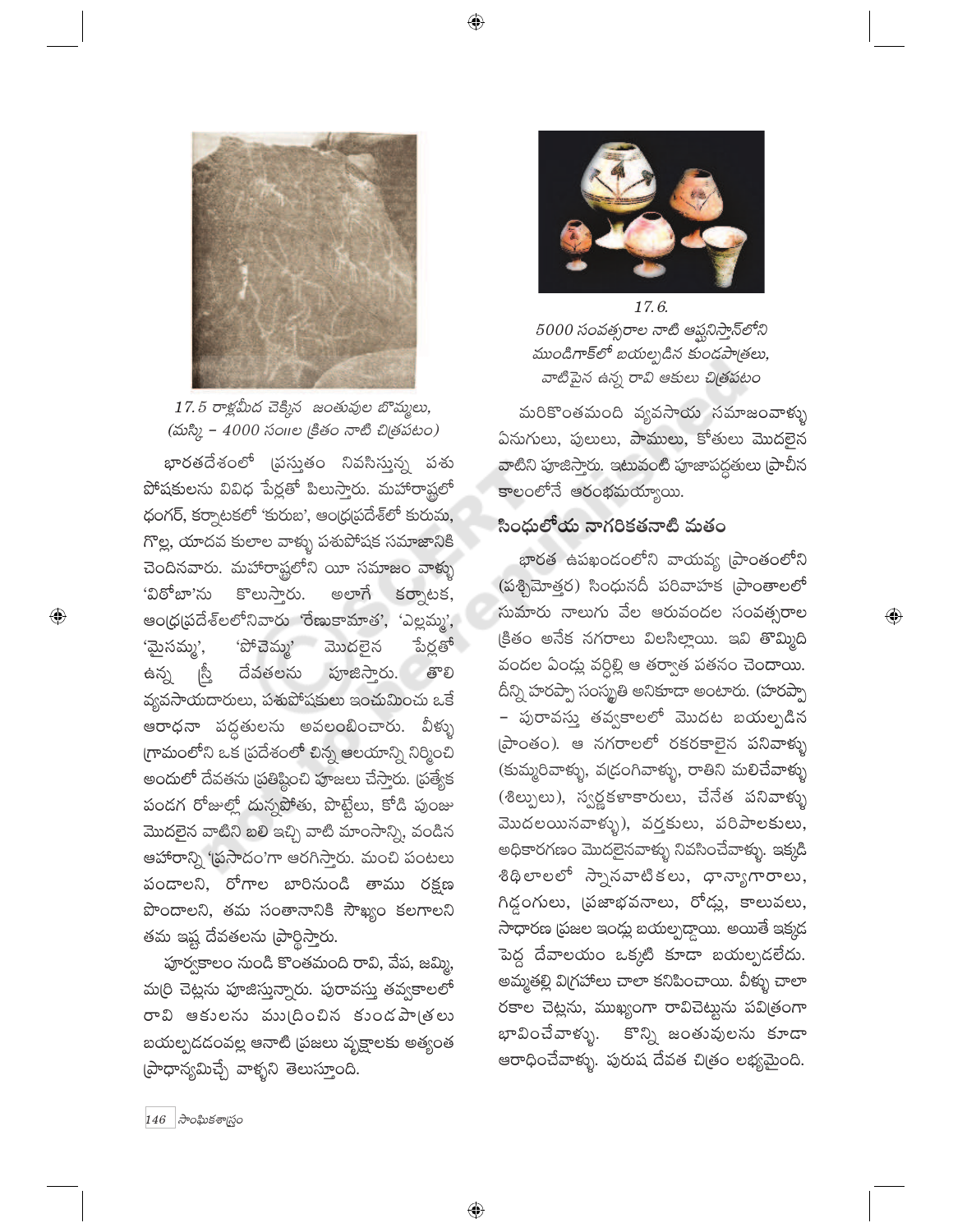17.5 రాళ్లమీద చెక్కిన జంతువుల బొమ్మలు, (మస్కి – 4000 సం॥ల క్రితం నాటి చిత్రపటం)

భారతదేశంలో ప్రస్తుతం నివసిస్తున్న పశు పోషకులను వివిధ పేర్లతో పిలుస్తారు. మహారాష్ట్రలో ధంగర్, కర్నాటకలో 'కురుబ', ఆంధ్రప్రదేశ్‌లో కురుమ, గొల్ల, యాదవ కులాల వాళ్ళు పశుపోషక సమాజానికి చెందినవారు. మహారాష్ట్రలోని యీ సమాజం వాళ్ళు 'విఠోబా'ను కొలుస్తారు. అలాగే కర్నాటక, ఆంధ్రప్రదేశ్‌లలోనివారు 'రేణుకామాత', 'ఎల్లమ్మ', 'మైసమ్మ', 'పోచెమ్మ' మొదలైన పేర్లతో ఉన్న స్త్రీ దేవతలను పూజిస్తారు. తొలి వ్యవసాయదారులు, పశుపోషకులు ఇంచుమించు ఒకే ఆరాధనా పద్ధతులను అవలంబించారు. వీళ్ళు గ్రామంలోని ఒక ప్రదేశంలో చిన్న ఆలయాన్ని నిర్మించి అందులో దేవతను ప్రతిష్ఠించి పూజలు చేస్తారు. ప్రత్యేక పండగ రోజుల్లో దున్నపోతు, పొట్టేలు, కోడి పుంజు మొదలైన వాటిని బలి ఇచ్చి వాటి మాంసాన్ని, వండిన ఆహారాన్ని 'ప్రసాదం'గా ఆరగిస్తారు. మంచి పంటలు పండాలని, రోగాల బారినుండి తాము రక్షణ పొందాలని, తమ సంతానానికి సౌఖ్యం కలగాలని తమ ఇష్ట దేవతలను ప్రార్థిస్తారు.

పూర్వకాలం నుండి కొంతమంది రావి, వేప, జమ్మి, మర్రి చెట్లను పూజిస్తున్నారు. పురావస్తు తవ్వకాలలో రావి ఆకులను ముద్రించిన కుండపాత్రలు బయల్పడడంవల్ల ఆనాటి ప్రజలు వృక్షాలకు అత్యంత ప్రాధాన్యమిచ్చే వాళ్ళని తెలుస్తోంది.

17.6. 5000 సంవత్సరాల నాటి ఆఫ్ఘనిస్తాన్‌లోని ముండిగాక్‌లో బయల్పడిన కుండపాత్రలు, వాటిపైన ఉన్న రావి ఆకులు చిత్రపటం

మరికొంతమంది వ్యవసాయ సమాజంవాళ్ళు ఏనుగులు, పులులు, పాములు, కోతులు మొదలైన వాటిని పూజిస్తారు. ఇటువంటి పూజాపద్ధతులు ప్రాచీన కాలంలోనే ఆరంభమయ్యాయి.

## సింధులోయ నాగరికతనాటి మతం

భారత ఉపఖండంలోని వాయవ్య ప్రాంతంలోని (పశ్చిమోత్తర) సింధునదీ పరివాహక ప్రాంతాలలో సుమారు నాలుగు వేల ఆరువందల సంవత్సరాల క్రితం అనేక నగరాలు విలసిల్లాయి. ఇవి తొమ్మిది వందల ఏండ్లు వర్ధిల్లి ఆ తర్వాత పతనం చెందాయి. దీన్ని హరప్పా సంస్కృతి అనికూడా అంటారు. (హరప్పా – పురావస్తు తవ్వకాలలో మొదట బయల్పడిన ప్రాంతం). ఆ నగరాలలో రకరకాలైన పనివాళ్ళు (కుమ్మరివాళ్ళు, వడ్రంగివాళ్ళు, రాతిని మలిచేవాళ్ళు (శిల్పులు), స్వర్ణకళాకారులు, చేనేత పనివాళ్ళు మొదలయినవాళ్ళు), వర్తకులు, పరిపాలకులు, అధికారగణం మొదలైనవాళ్ళు నివసించేవాళ్ళు. ఇక్కడి శిథిలాలలో స్నానవాటికలు, ధాన్యాగారాలు, గిడ్డంగులు, ప్రజాభవనాలు, రోడ్లు, కాలువలు, సాధారణ ప్రజల ఇండ్లు బయల్పడ్డాయి. అయితే ఇక్కడ పెద్ద దేవాలయం ఒక్కటి కూడా బయల్పడలేదు. అమ్మతల్లి విగ్రహాలు చాలా కనిపించాయి. వీళ్ళు చాలా రకాల చెట్లను, ముఖ్యంగా రావిచెట్టును పవిత్రంగా భావించేవాళ్ళు. కొన్ని జంతువులను కూడా ఆరాధించేవాళ్ళు. పురుష దేవత చిత్రం లభ్యమైంది.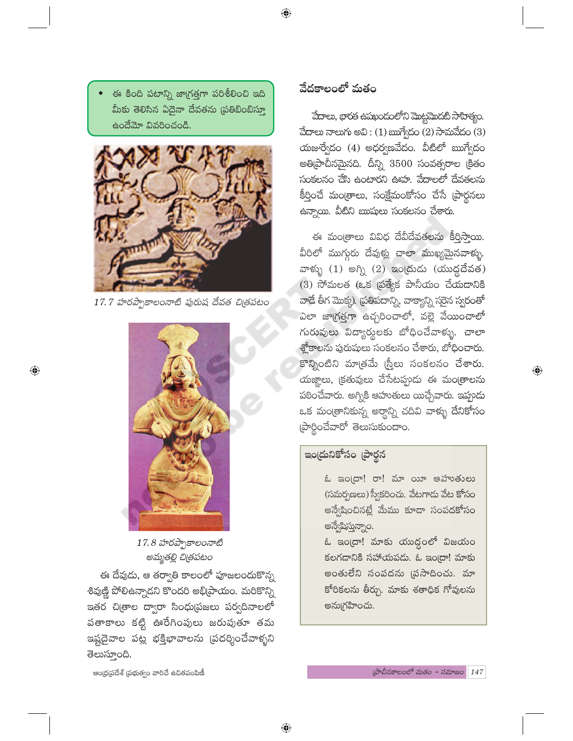- ఈ కింది పటాన్ని జాగ్రత్తగా పరిశీలించి ఇది మీకు తెలిసిన ఏదైనా దేవతను ప్రతిబింబిస్తూ ఉందేమో వివరించండి.

*17.7 హరప్పాకాలంనాటి పురుష దేవత చిత్రపటం*

*17.8 హరప్పాకాలంనాటి అమ్మతల్లి చిత్రపటం*

ఈ దేవుడు, ఆ తర్వాతి కాలంలో పూజలందుకొన్న శివుణ్ణి పోలిఉన్నాడని కొందరి అభిప్రాయం. మరికొన్ని ఇతర చిత్రాల ద్వారా సింధుప్రజలు పర్వదినాలలో పతాకాలు కట్టి ఊరేగింపులు జరుపుతూ తమ ఇష్టదైవాల పట్ల భక్తిభావాలను ప్రదర్శించేవాళ్ళని తెలుస్తుంది.

## వేదకాలంలో మతం

వేదాలు, భారత ఉపఖండంలోని మొట్టమొదటి సాహిత్యం. వేదాలు నాలుగు అవి : (1) ఋగ్వేదం (2) సామవేదం (3) యజుర్వేదం (4) అధర్వణవేదం. వీటిలో ఋగ్వేదం అతిప్రాచీనమైనది. దీన్ని 3500 సంవత్సరాల క్రితం సంకలనం చేసి ఉంటారని ఊహ. వేదాలలో దేవతలను కీర్తించే మంత్రాలు, సంక్షేమంకోసం చేసే ప్రార్థనలు ఉన్నాయి. వీటిని ఋషులు సంకలనం చేశారు.

ఈ మంత్రాలు వివిధ దేవీదేవతలను కీర్తిస్తాయి. వీరిలో ముగ్గురు దేవుళ్ల చాలా ముఖ్యమైనవాళ్ళు. వాళ్ళు (1) అగ్ని (2) ఇంద్రుడు (యుద్ధదేవత) (3) సోమలత (ఒక ప్రత్యేక పానీయం చేయడానికి వాడే తీగ మొక్క). ప్రతిపదాన్ని, వాక్యాన్ని సరైన స్వరంతో ఎలా జాగ్రత్తగా ఉచ్ఛరించాలో, వల్లె వేయించాలో గురువులు విద్యార్థులకు బోధించేవాళ్ళు. చాలా శ్లోకాలను పురుషులు సంకలనం చేశారు, బోధించారు. కొన్నింటిని మాత్రమే స్త్రీలు సంకలనం చేశారు. యజ్ఞాలు, క్రతువులు చేసేటప్పుడు ఈ మంత్రాలను పఠించేవారు. అగ్నికి ఆహుతులు యిచ్చేవారు. ఇప్పుడు ఒక మంత్రానికున్న అర్థాన్ని చదివి వాళ్ళు దేనికోసం ప్రార్థించేవారో తెలుసుకుందాం.

### ఇంద్రునికోసం ప్రార్థన

ఓ ఇంద్రా! రా! మా యీ ఆహుతులు (సమర్పణలు) స్వీకరించు. వేటగాడు వేట కోసం అన్వేషించినట్లే మేము కూడా సంపదకోసం అన్వేషిస్తున్నాం.

ఓ ఇంద్రా! మాకు యుద్ధంలో విజయం కలగడానికి సహాయపడు. ఓ ఇంద్రా! మాకు అంతులేని సంపదను ప్రసాదించు. మా కోరికలను తీర్చు. మాకు శతాధిక గోవులను అనుగ్రహించు.

ఆంధ్రప్రదేశ్ ప్రభుత్వం వారిచే ఉచితపంపిణీ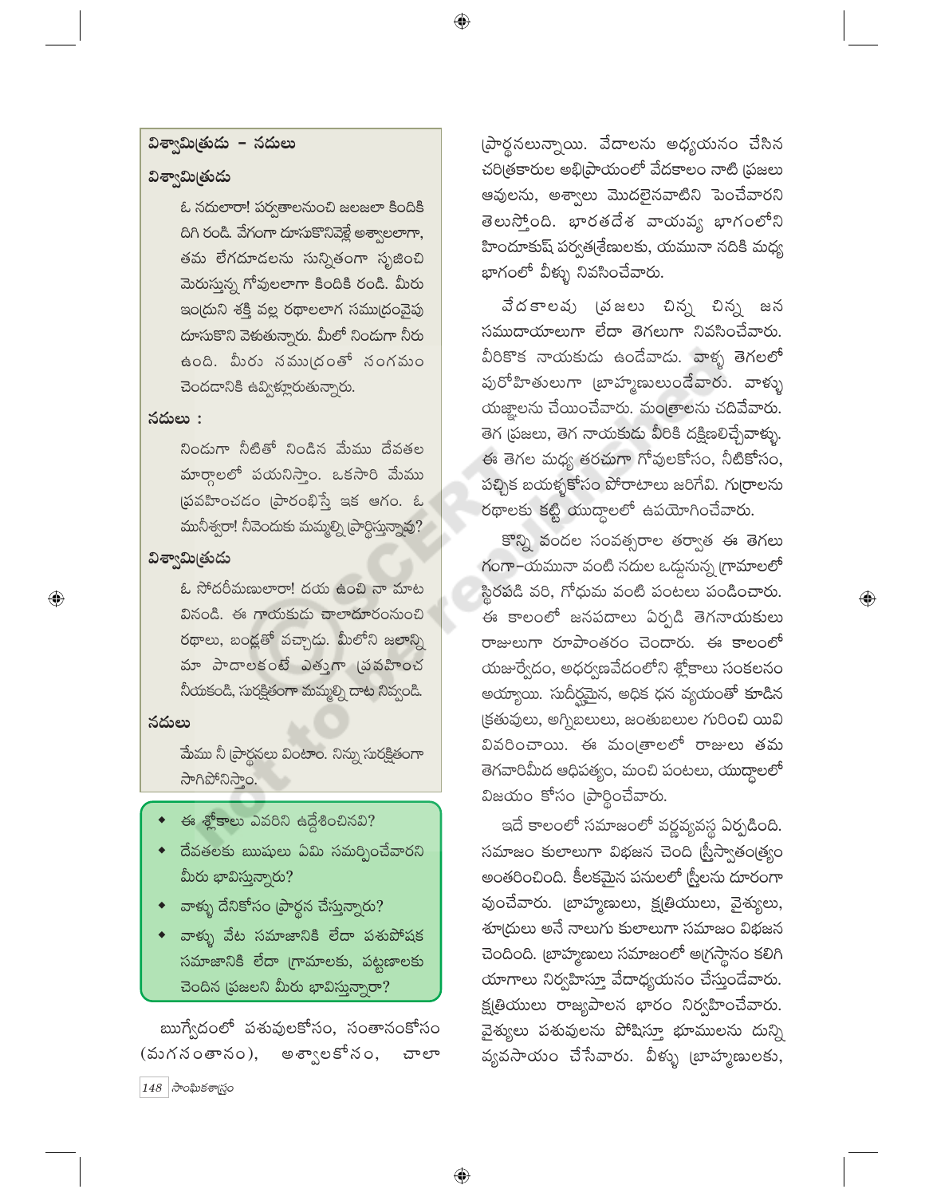### విశ్వామిత్రుడు – నదులు

**విశ్వామిత్రుడు**

ఓ నదులారా! పర్వతాలనుంచి జలజలా కిందికి దిగి రండి. వేగంగా దూసుకొనివెళ్లే అశ్వాలలాగా, తమ లేగదూడలను సున్నితంగా సృజించి మెరుస్తున్న గోవులలాగా కిందికి రండి. మీరు ఇంద్రుని శక్తి వల్ల రథాలలాగ సముద్రంవైపు దూసుకొని వెళుతున్నారు. మీలో నిండుగా నీరు ఉంది. మీరు సముద్రంతో సంగమం చెందడానికి ఉవ్విళ్లూరుతున్నారు.

**నదులు :**

నిండుగా నీటితో నిండిన మేము దేవతల మార్గాలలో పయనిస్తాం. ఒకసారి మేము ప్రవహించడం ప్రారంభిస్తే ఇక ఆగం. ఓ మునీశ్వరా! నీవెందుకు మమ్మల్ని ప్రార్థిస్తున్నావు?

**విశ్వామిత్రుడు**

ఓ సోదరీమణులారా! దయ ఉంచి నా మాట వినండి. ఈ గాయకుడు చాలాదూరంనుంచి రథాలు, బండ్లతో వచ్చాడు. మీలోని జలాన్ని మా పాదాలకంటే ఎత్తుగా ప్రవహించ నీయకండి, సురక్షితంగా మమ్మల్ని దాట నివ్వండి.

**నదులు**

మేము నీ ప్రార్థనలు వింటాం. నిన్ను సురక్షితంగా సాగిపోనిస్తాం.

- ఈ శ్లోకాలు ఎవరిని ఉద్దేశించినవి?
- దేవతలకు ఋషులు ఏమి సమర్పించేవారని మీరు భావిస్తున్నారు?
- వాళ్ళు దేనికోసం ప్రార్థన చేస్తున్నారు?
- వాళ్ళు వేట సమాజానికి లేదా పశుపోషక సమాజానికి లేదా గ్రామాలకు, పట్టణాలకు చెందిన ప్రజలని మీరు భావిస్తున్నారా?

ఋగ్వేదంలో పశువులకోసం, సంతానంకోసం (మగసంతానం), అశ్వాలకోసం, చాలా ప్రార్థనలున్నాయి. వేదాలను అధ్యయనం చేసిన చరిత్రకారుల అభిప్రాయంలో వేదకాలం నాటి ప్రజలు ఆవులను, అశ్వాలు మొదలైనవాటిని పెంచేవారని తెలుస్తోంది. భారతదేశ వాయవ్య భాగంలోని హిందూకుష్ పర్వతశ్రేణులకు, యమునా నదికి మధ్య భాగంలో వీళ్ళు నివసించేవారు.

వేదకాలపు ప్రజలు చిన్న చిన్న జన సముదాయాలుగా లేదా తెగలుగా నివసించేవారు. వీరికొక నాయకుడు ఉండేవాడు. వాళ్ళ తెగలలో పురోహితులుగా బ్రాహ్మణులుండేవారు. వాళ్ళు యజ్ఞాలను చేయించేవారు. మంత్రాలను చదివేవారు. తెగ ప్రజలు, తెగ నాయకుడు వీరికి దక్షిణలిచ్చేవాళ్ళు. ఈ తెగల మధ్య తరచుగా గోవులకోసం, నీటికోసం, పచ్చిక బయళ్ళకోసం పోరాటాలు జరిగేవి. గుర్రాలను రథాలకు కట్టి యుద్ధాలలో ఉపయోగించేవారు.

కొన్ని వందల సంవత్సరాల తర్వాత ఈ తెగలు గంగా–యమునా వంటి నదుల ఒడ్డునున్న గ్రామాలలో స్థిరపడి వరి, గోధుమ వంటి పంటలు పండించారు. ఈ కాలంలో జనపదాలు ఏర్పడి తెగనాయకులు రాజులుగా రూపాంతరం చెందారు. ఈ కాలంలో యజుర్వేదం, అధర్వణవేదంలోని శ్లోకాలు సంకలనం అయ్యాయి. సుదీర్ఘమైన, అధిక ధన వ్యయంతో కూడిన క్రతువులు, అగ్నిబలులు, జంతుబలుల గురించి యివి వివరించాయి. ఈ మంత్రాలలో రాజులు తమ తెగవారిమీద ఆధిపత్యం, మంచి పంటలు, యుద్ధాలలో విజయం కోసం ప్రార్థించేవారు.

ఇదే కాలంలో సమాజంలో వర్ణవ్యవస్థ ఏర్పడింది. సమాజం కులాలుగా విభజన చెంది స్త్రీస్వాతంత్ర్యం అంతరించింది. కీలకమైన పనులలో స్త్రీలను దూరంగా వుంచేవారు. బ్రాహ్మణులు, క్షత్రియులు, వైశ్యులు, శూద్రులు అనే నాలుగు కులాలుగా సమాజం విభజన చెందింది. బ్రాహ్మణులు సమాజంలో అగ్రస్థానం కలిగి యాగాలు నిర్వహిస్తూ వేదాధ్యయనం చేస్తుండేవారు. క్షత్రియులు రాజ్యపాలన భారం నిర్వహించేవారు. వైశ్యులు పశువులను పోషిస్తూ భూములను దున్ని వ్యవసాయం చేసేవారు. వీళ్ళు బ్రాహ్మణులకు,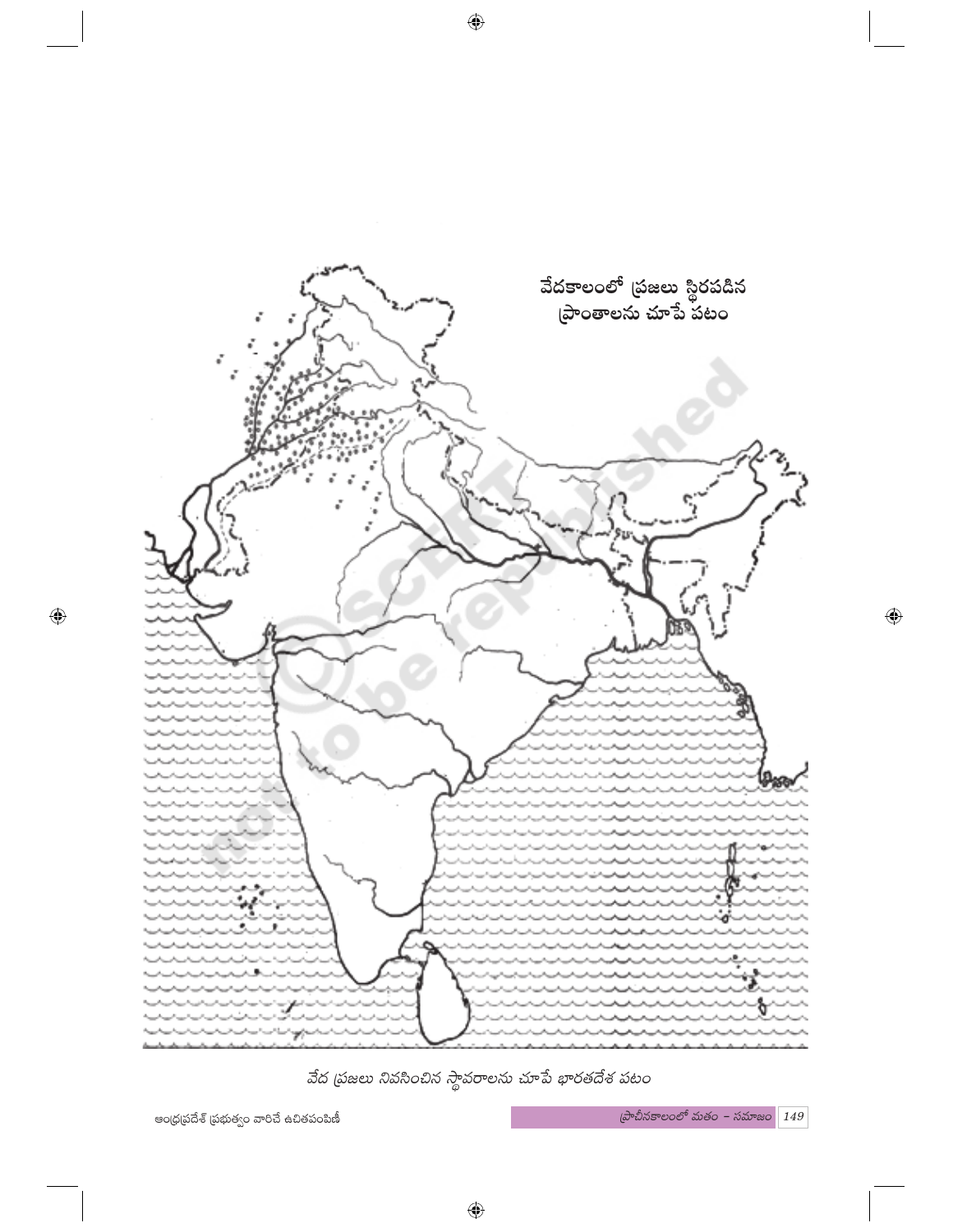వేదకాలంలో ప్రజలు స్థిరపడిన ప్రాంతాలను చూపే పటం

వేద ప్రజలు నివసించిన స్థావరాలను చూపే భారతదేశ పటం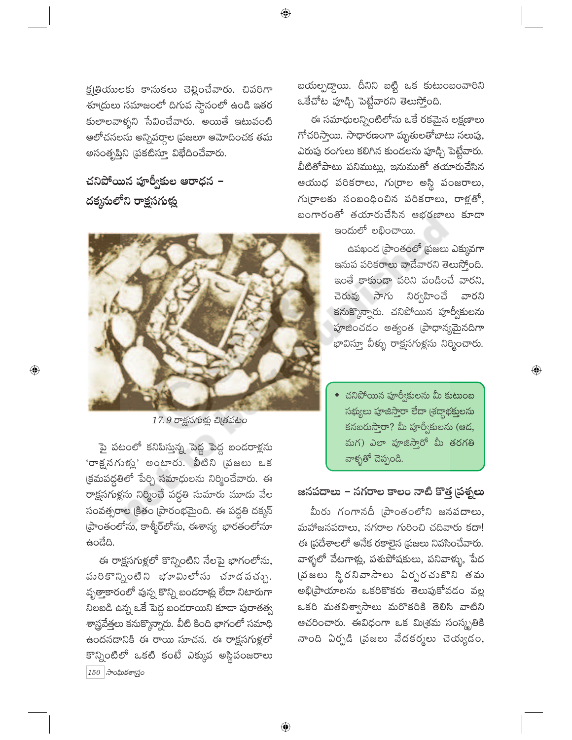క్షత్రియులకు కానుకలు చెల్లించేవారు. చివరిగా శూద్రులు సమాజంలో దిగువ స్థానంలో ఉండి ఇతర కులాలవాళ్ళని సేవించేవారు. అయితే ఇటువంటి ఆలోచనలను అన్నివర్గాల ప్రజలూ ఆమోదించక తమ అసంతృప్తిని ప్రకటిస్తూ విభేదించేవారు.

## చనిపోయిన పూర్వీకుల ఆరాధన – దక్కనులోని రాక్షసగుళ్లు

17.9 రాక్షసగుళ్ల చిత్రపటం

పై పటంలో కనిపిస్తున్న పెద్ద పెద్ద బండరాళ్లను 'రాక్షసగుళ్లు' అంటారు. వీటిని ప్రజలు ఒక క్రమపద్ధతిలో పేర్చి సమాధులను నిర్మించేవారు. ఈ రాక్షసగుళ్లను నిర్మించే పద్ధతి సుమారు మూడు వేల సంవత్సరాల క్రితం ప్రారంభమైంది. ఈ పద్ధతి దక్కన్ ప్రాంతంలోను, కాశ్మీర్‌లోను, ఈశాన్య భారతంలోనూ ఉండేది.

ఈ రాక్షసగుళ్లలో కొన్నింటిని నేలపై భాగంలోను, మరికొన్నింటిని భూమిలోను చూడవచ్చు. వృత్తాకారంలో వున్న కొన్ని బండరాళ్లు లేదా నిటారుగా నిలబడి ఉన్న ఒకే పెద్ద బండరాయిని కూడా పురాతత్వ శాస్త్రవేత్తలు కనుక్కొన్నారు. వీటి కింది భాగంలో సమాధి ఉందనడానికి ఈ రాయి సూచన. ఈ రాక్షసగుళ్లలో కొన్నింటిలో ఒకటి కంటే ఎక్కువ అస్థిపంజరాలు బయల్పడ్డాయి. దీనిని బట్టి ఒక కుటుంబంవారిని ఒకేచోట పూడ్చి పెట్టేవారని తెలుస్తోంది.

ఈ సమాధులన్నింటిలోను ఒకే రకమైన లక్షణాలు గోచరిస్తాయి. సాధారణంగా మృతులతోబాటు నలుపు, ఎరుపు రంగులు కలిగిన కుండలను పూడ్చి పెట్టేవారు. వీటితోపాటు పనిముట్లు, ఇనుముతో తయారుచేసిన ఆయుధ పరికరాలు, గుర్రాల అస్థి పంజరాలు, గుర్రాలకు సంబంధించిన పరికరాలు, రాళ్లతో, బంగారంతో తయారుచేసిన ఆభరణాలు కూడా ఇందులో లభించాయి.

ఉపఖండ ప్రాంతంలో ప్రజలు ఎక్కువగా ఇనుప పరికరాలు వాడేవారని తెలుస్తోంది. ఇంతే కాకుండా వరిని పండించే వారని, చెరువు సాగు నిర్వహించే వారని కనుక్కొన్నారు. చనిపోయిన పూర్వీకులను పూజించడం అత్యంత ప్రాధాన్యమైనదిగా భావిస్తూ వీళ్ళు రాక్షసగుళ్లను నిర్మించారు.

- చనిపోయిన పూర్వీకులను మీ కుటుంబ సభ్యులు పూజిస్తారా లేదా శ్రద్ధాభక్తులను కనబరుస్తారా? మీ పూర్వీకులను (ఆడ, మగ) ఎలా పూజిస్తారో మీ తరగతి వాళ్ళతో చెప్పండి.

## జనపదాలు – నగరాల కాలం నాటి కొత్త ప్రశ్నలు

మీరు గంగానదీ ప్రాంతంలోని జనపదాలు, మహాజనపదాలు, నగరాల గురించి చదివారు కదా! ఈ ప్రదేశాలలో అనేక రకాలైన ప్రజలు నివసించేవారు. వాళ్ళలో వేటగాళ్లు, పశుపోషకులు, పనివాళ్ళు, పేద ప్రజలు స్థిరనివాసాలు ఏర్పరచుకొని తమ అభిప్రాయాలను ఒకరికొకరు తెలుపుకోవడం వల్ల ఒకరి మతవిశ్వాసాలు మరొకరికి తెలిసి వాటిని ఆచరించారు. ఈవిధంగా ఒక మిశ్రమ సంస్కృతికి నాంది ఏర్పడి ప్రజలు వేదకర్మలు చెయ్యడం,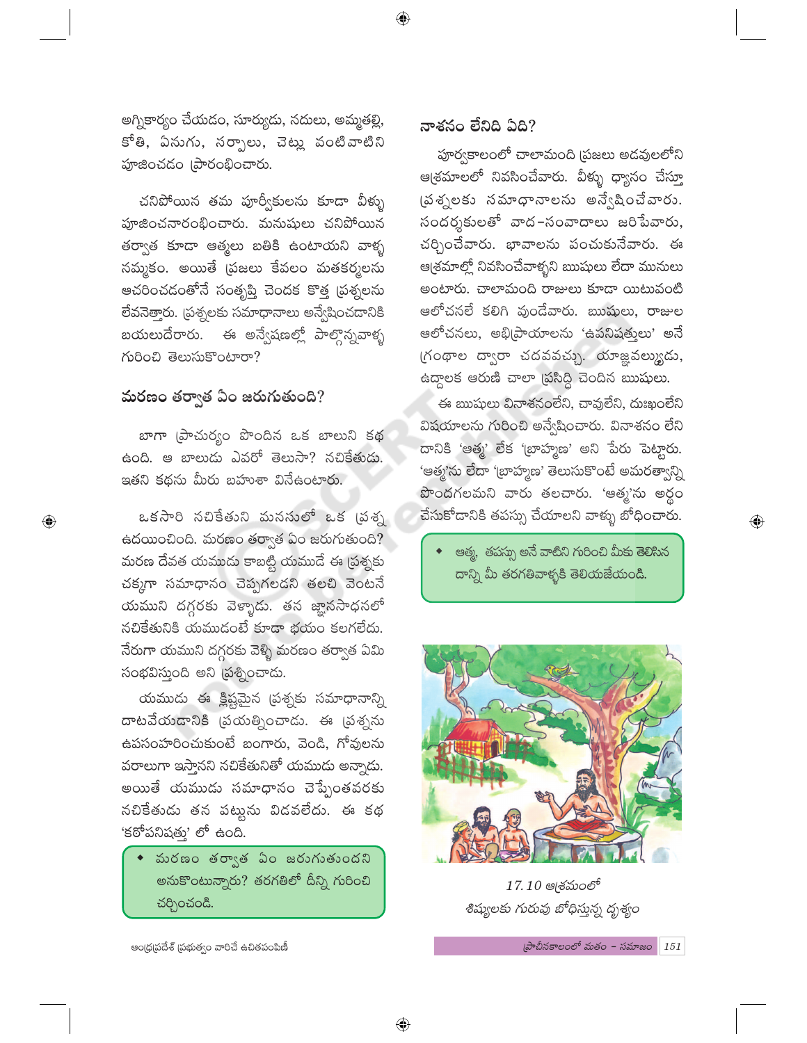అగ్నికార్యం చేయడం, సూర్యుడు, నదులు, అమ్మతల్లి, కోతి, ఏనుగు, సర్పాలు, చెట్లు వంటివాటిని పూజించడం ప్రారంభించారు.

చనిపోయిన తమ పూర్వీకులను కూడా వీళ్ళు పూజించనారంభించారు. మనుషులు చనిపోయిన తర్వాత కూడా ఆత్మలు బతికి ఉంటాయని వాళ్ళ నమ్మకం. అయితే ప్రజలు కేవలం మతకర్మలను ఆచరించడంతోనే సంతృప్తి చెందక కొత్త ప్రశ్నలను లేవనెత్తారు. ప్రశ్నలకు సమాధానాలు అన్వేషించడానికి బయలుదేరారు. ఈ అన్వేషణల్లో పాల్గొన్నవాళ్ళ గురించి తెలుసుకొంటారా?

## మరణం తర్వాత ఏం జరుగుతుంది?

బాగా ప్రాచుర్యం పొందిన ఒక బాలుని కథ ఉంది. ఆ బాలుడు ఎవరో తెలుసా? నచికేతుడు. ఇతని కథను మీరు బహుశా వినేఉంటారు.

ఒకసారి నచికేతుని మనసులో ఒక ప్రశ్న ఉదయించింది. మరణం తర్వాత ఏం జరుగుతుంది? మరణ దేవత యముడు కాబట్టి యముడే ఈ ప్రశ్నకు చక్కగా సమాధానం చెప్పగలడని తలచి వెంటనే యముని దగ్గరకు వెళ్ళాడు. తన జ్ఞానసాధనలో నచికేతునికి యముడంటే కూడా భయం కలగలేదు. నేరుగా యముని దగ్గరకు వెళ్ళి మరణం తర్వాత ఏమి సంభవిస్తుంది అని ప్రశ్నించాడు.

యముడు ఈ క్లిష్టమైన ప్రశ్నకు సమాధానాన్ని దాటవేయడానికి ప్రయత్నించాడు. ఈ ప్రశ్నను ఉపసంహరించుకుంటే బంగారు, వెండి, గోవులను వరాలుగా ఇస్తానని నచికేతునితో యముడు అన్నాడు. అయితే యముడు సమాధానం చెప్పేంతవరకు నచికేతుడు తన పట్టును విడవలేదు. ఈ కథ 'కఠోపనిషత్తు' లో ఉంది.

- మరణం తర్వాత ఏం జరుగుతుందని అనుకొంటున్నారు? తరగతిలో దీన్ని గురించి చర్చించండి.

## నాశనం లేనిది ఏది?

పూర్వకాలంలో చాలామంది ప్రజలు అడవులలోని ఆశ్రమాలలో నివసించేవారు. వీళ్ళు ధ్యానం చేస్తూ ప్రశ్నలకు సమాధానాలను అన్వేషించేవారు. సందర్శకులతో వాద-సంవాదాలు జరిపేవారు, చర్చించేవారు. భావాలను పంచుకునేవారు. ఈ ఆశ్రమాల్లో నివసించేవాళ్ళని ఋషులు లేదా మునులు అంటారు. చాలామంది రాజులు కూడా యిటువంటి ఆలోచనలే కలిగి వుండేవారు. ఋషులు, రాజుల ఆలోచనలు, అభిప్రాయాలను 'ఉపనిషత్తులు' అనే గ్రంథాల ద్వారా చదవవచ్చు. యాజ్ఞవల్క్యుడు, ఉద్దాలక ఆరుణి చాలా ప్రసిద్ధి చెందిన ఋషులు.

ఈ ఋషులు వినాశనంలేని, చావులేని, దుఃఖంలేని విషయాలను గురించి అన్వేషించారు. వినాశనం లేని దానికి 'ఆత్మ' లేక 'బ్రాహ్మణ' అని పేరు పెట్టారు. 'ఆత్మ'ను లేదా 'బ్రాహ్మణ' తెలుసుకొంటే అమరత్వాన్ని పొందగలమని వారు తలచారు. 'ఆత్మ'ను అర్థం చేసుకోడానికి తపస్సు చేయాలని వాళ్ళు బోధించారు.

- ఆత్మ, తపస్సు అనే వాటిని గురించి మీకు తెలిసిన దాన్ని మీ తరగతివాళ్ళకి తెలియజేయండి.

*17.10 ఆశ్రమంలో శిష్యులకు గురువు బోధిస్తున్న దృశ్యం*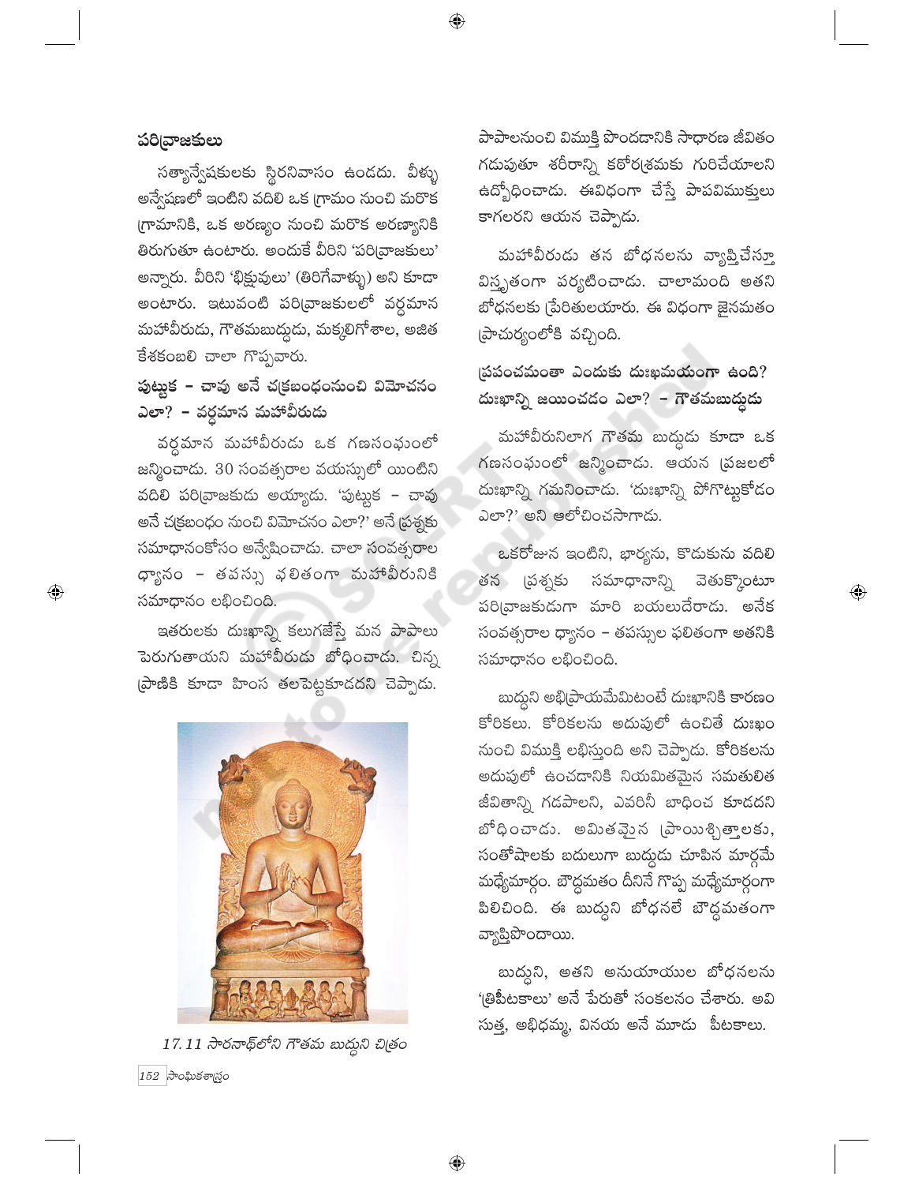### పరివ్రాజకులు

సత్యాన్వేషకులకు స్థిరనివాసం ఉండదు. వీళ్ళు అన్వేషణలో ఇంటిని వదిలి ఒక గ్రామం నుంచి మరొక గ్రామానికి, ఒక అరణ్యం నుంచి మరొక అరణ్యానికి తిరుగుతూ ఉంటారు. అందుకే వీరిని 'పరివ్రాజకులు' అన్నారు. వీరిని 'భిక్షువులు' (తిరిగేవాళ్ళు) అని కూడా అంటారు. ఇటువంటి పరివ్రాజకులలో వర్ధమాన మహావీరుడు, గౌతమబుద్ధుడు, మక్కలిగోశాల, అజిత కేశకంబలి చాలా గొప్పవారు.

### పుట్టుక - చావు అనే చక్రబంధంనుంచి విమోచనం ఎలా? - వర్ధమాన మహావీరుడు

వర్ధమాన మహావీరుడు ఒక గణసంఘంలో జన్మించాడు. 30 సంవత్సరాల వయస్సులో యింటిని వదిలి పరివ్రాజకుడు అయ్యాడు. 'పుట్టుక - చావు అనే చక్రబంధం నుంచి విమోచనం ఎలా?' అనే ప్రశ్నకు సమాధానంకోసం అన్వేషించాడు. చాలా సంవత్సరాల ధ్యానం - తపస్సు ఫలితంగా మహావీరునికి సమాధానం లభించింది.

ఇతరులకు దుఃఖాన్ని కలుగజేస్తే మన పాపాలు పెరుగుతాయని మహావీరుడు బోధించాడు. చిన్న ప్రాణికి కూడా హింస తలపెట్టకూడదని చెప్పాడు.

17.11 సారనాథ్‌లోని గౌతమ బుద్ధుని చిత్రం

పాపాలనుంచి విముక్తి పొందడానికి సాధారణ జీవితం గడుపుతూ శరీరాన్ని కఠోరశ్రమకు గురిచేయాలని ఉద్బోధించాడు. ఈవిధంగా చేస్తే పాపవిముక్తులు కాగలరని ఆయన చెప్పాడు.

మహావీరుడు తన బోధనలను వ్యాప్తిచేస్తూ విస్తృతంగా పర్యటించాడు. చాలామంది అతని బోధనలకు ప్రేరితులయారు. ఈ విధంగా జైనమతం ప్రాచుర్యంలోకి వచ్చింది.

### ప్రపంచమంతా ఎందుకు దుఃఖమయంగా ఉంది? దుఃఖాన్ని జయించడం ఎలా? - గౌతమబుద్ధుడు

మహావీరునిలాగ గౌతమ బుద్ధుడు కూడా ఒక గణసంఘంలో జన్మించాడు. ఆయన ప్రజలలో దుఃఖాన్ని గమనించాడు. 'దుఃఖాన్ని పోగొట్టుకోడం ఎలా?' అని ఆలోచించసాగాడు.

ఒకరోజున ఇంటిని, భార్యను, కొడుకును వదిలి తన ప్రశ్నకు సమాధానాన్ని వెతుక్కొంటూ పరివ్రాజకుడుగా మారి బయలుదేరాడు. అనేక సంవత్సరాల ధ్యానం - తపస్సుల ఫలితంగా అతనికి సమాధానం లభించింది.

బుద్ధుని అభిప్రాయమేమిటంటే దుఃఖానికి కారణం కోరికలు. కోరికలను అదుపులో ఉంచితే దుఃఖం నుంచి విముక్తి లభిస్తుంది అని చెప్పాడు. కోరికలను అదుపులో ఉంచడానికి నియమితమైన సమతులిత జీవితాన్ని గడపాలని, ఎవరినీ బాధించ కూడదని బోధించాడు. అమితమైన ప్రాయిశ్చిత్తాలకు, సంతోషాలకు బదులుగా బుద్ధుడు చూపిన మార్గమే మధ్యేమార్గం. బౌద్ధమతం దీనినే గొప్ప మధ్యేమార్గంగా పిలిచింది. ఈ బుద్ధుని బోధనలే బౌద్ధమతంగా వ్యాప్తిపొందాయి.

బుద్ధుని, అతని అనుయాయుల బోధనలను 'త్రిపీటకాలు' అనే పేరుతో సంకలనం చేశారు. అవి సుత్త, అభిధమ్మ, వినయ అనే మూడు పీటకాలు.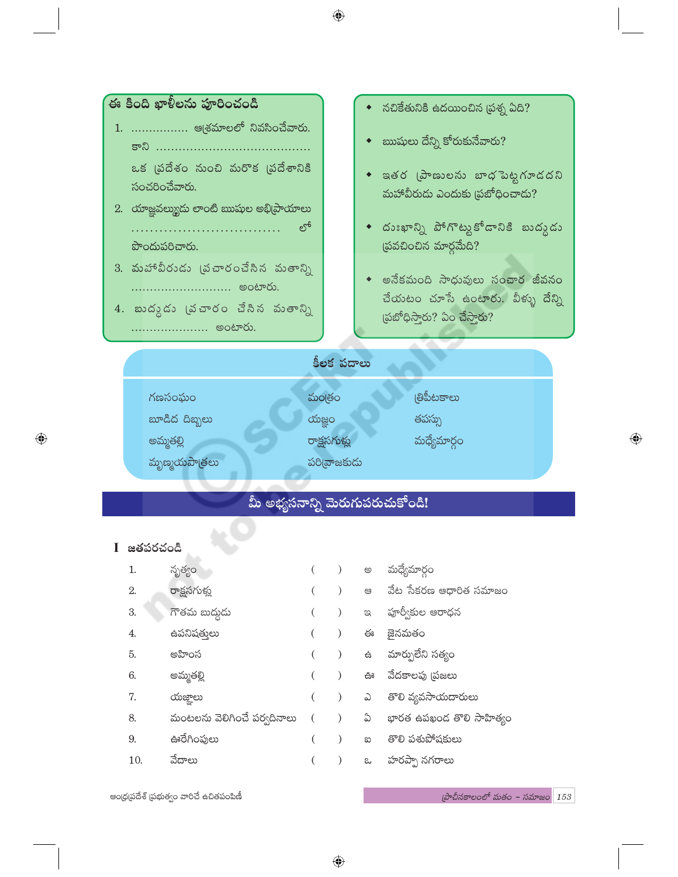### ఈ కింది ఖాళీలను పూరించండి

1. ............... ఆశ్రమాలలో నివసించేవారు. కాని ....................................... ఒక ప్రదేశం నుంచి మరొక ప్రదేశానికి సంచరించేవారు.
2. యాజ్ఞవల్క్యుడు లాంటి ఋషుల అభిప్రాయాలు ............................... లో పొందుపరిచారు.
3. మహావీరుడు ప్రచారంచేసిన మతాన్ని ......................... అంటారు.
4. బుద్ధుడు ప్రచారం చేసిన మతాన్ని .................... అంటారు.

- నచికేతునికి ఉదయించిన ప్రశ్న ఏది?
- ఋషులు దేన్ని కోరుకునేవారు?
- ఇతర ప్రాణులను బాధ పెట్టగూడదని మహావీరుడు ఎందుకు ప్రబోధించాడు?
- దుఃఖాన్ని పోగొట్టుకోడానికి బుద్ధుడు ప్రవచించిన మార్గమేది?
- అనేకమంది సాధువులు సంచార జీవనం చేయటం చూసే ఉంటారు. వీళ్ళు దేన్ని ప్రబోధిస్తారు? ఏం చేస్తారు?

### కీలక పదాలు

| | | |
|---|---|---|
| గణసంఘం | మంత్రం | త్రిపిటకాలు |
| బూడిద దిబ్బలు | యజ్ఞం | తపస్సు |
| అమ్మతల్లి | రాక్షసగుళ్లు | మధ్యేమార్గం |
| మృణ్మయపాత్రలు | పరివ్రాజకుడు | |

## మీ అభ్యసనాన్ని మెరుగుపరుచుకోండి!

### I జతపరచండి

| | | | | |
|---|---|---|---|---|
| 1. | నృత్యం | ( ) | అ | మధ్యేమార్గం |
| 2. | రాక్షసగుళ్లు | ( ) | ఆ | వేట సేకరణ ఆధారిత సమాజం |
| 3. | గౌతమ బుద్ధుడు | ( ) | ఇ | పూర్వీకుల ఆరాధన |
| 4. | ఉపనిషత్తులు | ( ) | ఈ | జైనమతం |
| 5. | అహింస | ( ) | ఉ | మార్పులేని సత్యం |
| 6. | అమ్మతల్లి | ( ) | ఊ | వేదకాలపు ప్రజలు |
| 7. | యజ్ఞాలు | ( ) | ఎ | తొలి వ్యవసాయదారులు |
| 8. | మంటలను వెలిగించే పర్వదినాలు | ( ) | ఏ | భారత ఉపఖండ తొలి సాహిత్యం |
| 9. | ఊరేగింపులు | ( ) | ఐ | తొలి పశుపోషకులు |
| 10. | వేదాలు | ( ) | ఒ | హరప్పా నగరాలు |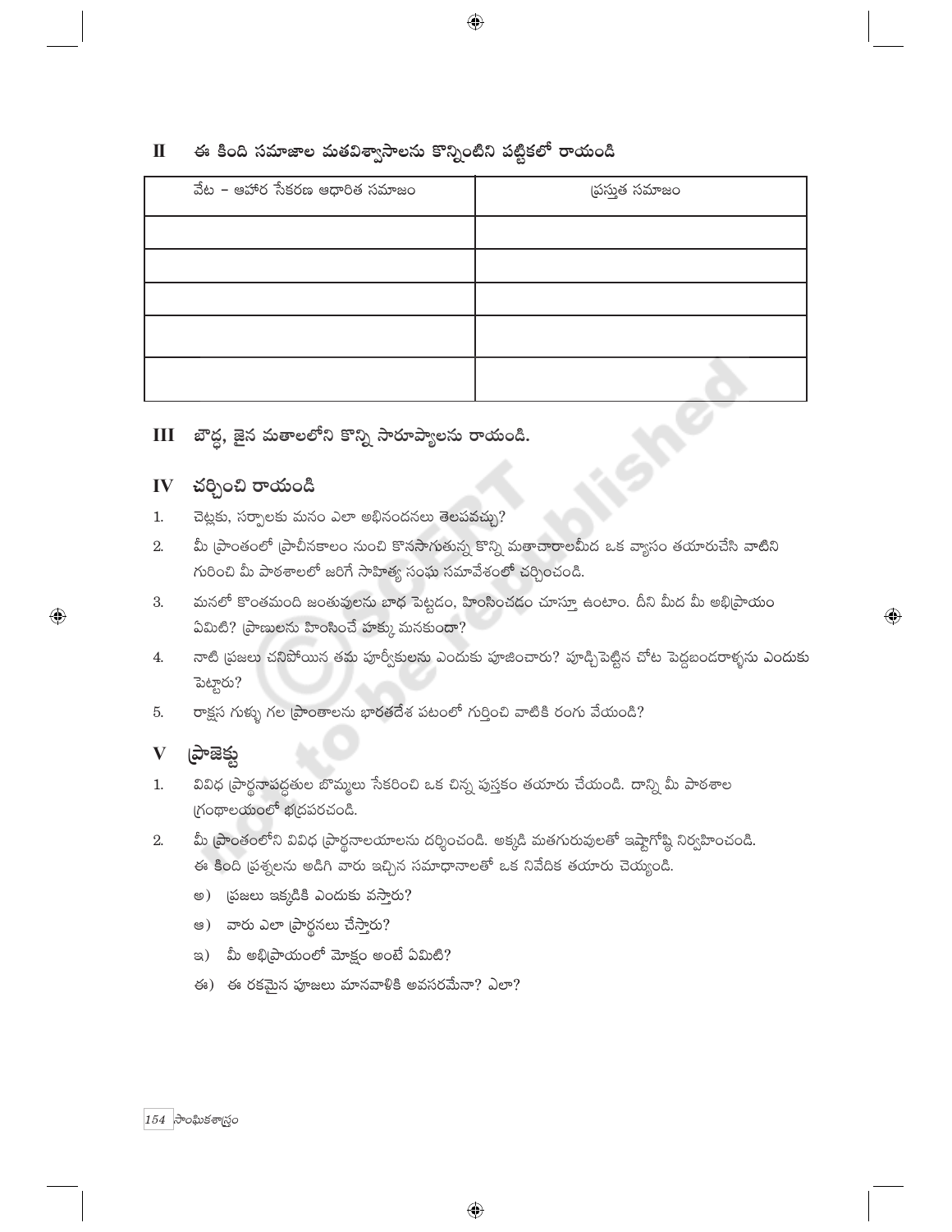## II ఈ కింది సమాజాల మతవిశ్వాసాలను కొన్నింటిని పట్టికలో రాయండి

| వేట – ఆహార సేకరణ ఆధారిత సమాజం | ప్రస్తుత సమాజం |
|---|---|
| | |
| | |
| | |
| | |
| | |

## III బౌద్ధ, జైన మతాలలోని కొన్ని సారూప్యాలను రాయండి.

## IV చర్చించి రాయండి

1. చెట్లకు, సర్పాలకు మనం ఎలా అభినందనలు తెలపవచ్చు?
2. మీ ప్రాంతంలో ప్రాచీనకాలం నుంచి కొనసాగుతున్న కొన్ని మతాచారాలమీద ఒక వ్యాసం తయారుచేసి వాటిని గురించి మీ పాఠశాలలో జరిగే సాహిత్య సంఘ సమావేశంలో చర్చించండి.
3. మనలో కొంతమంది జంతువులను బాధ పెట్టడం, హింసించడం చూస్తూ ఉంటాం. దీని మీద మీ అభిప్రాయం ఏమిటి? ప్రాణులను హింసించే హక్కు మనకుందా?
4. నాటి ప్రజలు చనిపోయిన తమ పూర్వీకులను ఎందుకు పూజించారు? పూడ్చిపెట్టిన చోట పెద్దబండరాళ్ళను ఎందుకు పెట్టారు?
5. రాక్షస గుళ్ళు గల ప్రాంతాలను భారతదేశ పటంలో గుర్తించి వాటికి రంగు వేయండి?

## V ప్రాజెక్టు

1. వివిధ ప్రార్థనాపద్ధతుల బొమ్మలు సేకరించి ఒక చిన్న పుస్తకం తయారు చేయండి. దాన్ని మీ పాఠశాల గ్రంథాలయంలో భద్రపరచండి.
2. మీ ప్రాంతంలోని వివిధ ప్రార్థనాలయాలను దర్శించండి. అక్కడి మతగురువులతో ఇష్టాగోష్ఠి నిర్వహించండి. ఈ కింది ప్రశ్నలను అడిగి వారు ఇచ్చిన సమాధానాలతో ఒక నివేదిక తయారు చెయ్యండి.
   - అ) ప్రజలు ఇక్కడికి ఎందుకు వస్తారు?
   - ఆ) వారు ఎలా ప్రార్థనలు చేస్తారు?
   - ఇ) మీ అభిప్రాయంలో మోక్షం అంటే ఏమిటి?
   - ఈ) ఈ రకమైన పూజలు మానవాళికి అవసరమేనా? ఎలా?